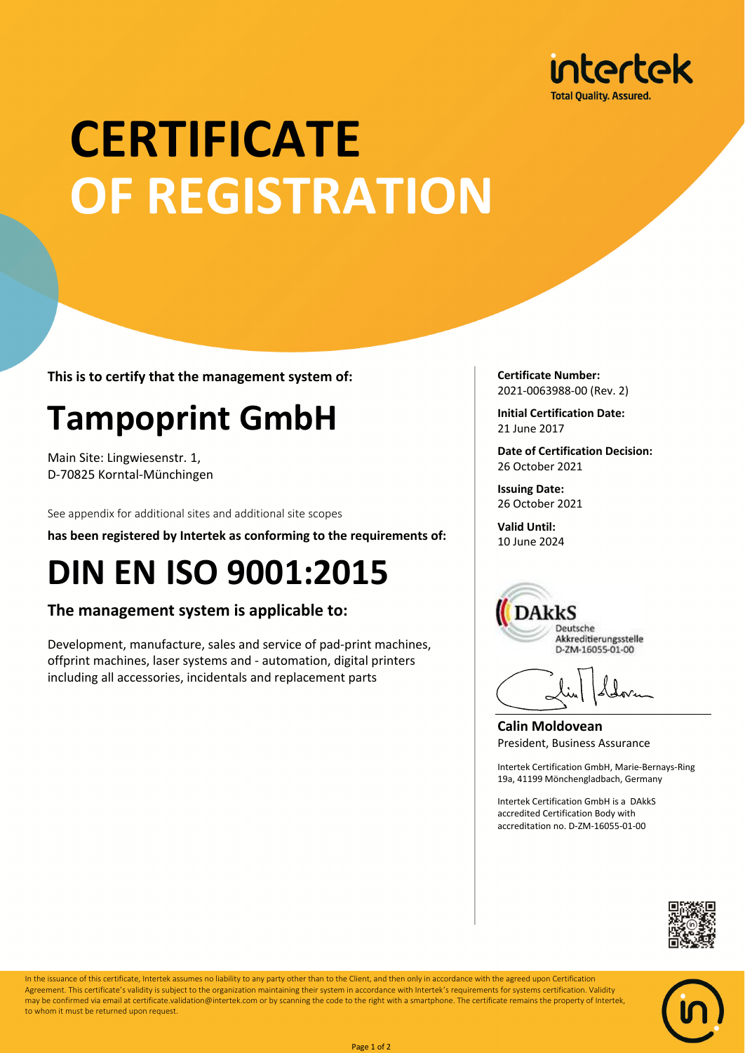intertek
Total Quality. Assured.

# CERTIFICATE OF REGISTRATION

**This is to certify that the management system of:**

## Tampoprint GmbH

Main Site: Lingwiesenstr. 1,
D-70825 Korntal-Münchingen

See appendix for additional sites and additional site scopes

**has been registered by Intertek as conforming to the requirements of:**

# DIN EN ISO 9001:2015

### The management system is applicable to:

Development, manufacture, sales and service of pad-print machines, offprint machines, laser systems and - automation, digital printers including all accessories, incidentals and replacement parts

**Certificate Number:**
2021-0063988-00 (Rev. 2)

**Initial Certification Date:**
21 June 2017

**Date of Certification Decision:**
26 October 2021

**Issuing Date:**
26 October 2021

**Valid Until:**
10 June 2024

DAkkS
Deutsche Akkreditierungsstelle
D-ZM-16055-01-00

**Calin Moldovean**
President, Business Assurance

Intertek Certification GmbH, Marie-Bernays-Ring 19a, 41199 Mönchengladbach, Germany

Intertek Certification GmbH is a DAkkS accredited Certification Body with accreditation no. D-ZM-16055-01-00

In the issuance of this certificate, Intertek assumes no liability to any party other than to the Client, and then only in accordance with the agreed upon Certification Agreement. This certificate's validity is subject to the organization maintaining their system in accordance with Intertek's requirements for systems certification. Validity may be confirmed via email at certificate.validation@intertek.com or by scanning the code to the right with a smartphone. The certificate remains the property of Intertek, to whom it must be returned upon request.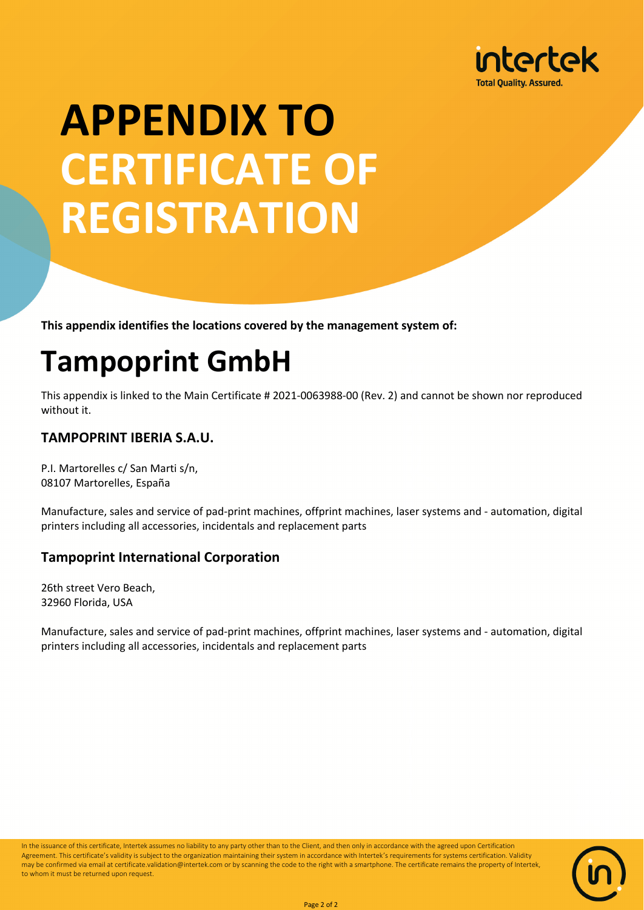# APPENDIX TO CERTIFICATE OF REGISTRATION

**This appendix identifies the locations covered by the management system of:**

# Tampoprint GmbH

This appendix is linked to the Main Certificate # 2021-0063988-00 (Rev. 2) and cannot be shown nor reproduced without it.

## TAMPOPRINT IBERIA S.A.U.

P.I. Martorelles c/ San Marti s/n,
08107 Martorelles, España

Manufacture, sales and service of pad-print machines, offprint machines, laser systems and - automation, digital printers including all accessories, incidentals and replacement parts

## Tampoprint International Corporation

26th street Vero Beach,
32960 Florida, USA

Manufacture, sales and service of pad-print machines, offprint machines, laser systems and - automation, digital printers including all accessories, incidentals and replacement parts

In the issuance of this certificate, Intertek assumes no liability to any party other than to the Client, and then only in accordance with the agreed upon Certification Agreement. This certificate's validity is subject to the organization maintaining their system in accordance with Intertek's requirements for systems certification. Validity may be confirmed via email at certificate.validation@intertek.com or by scanning the code to the right with a smartphone. The certificate remains the property of Intertek, to whom it must be returned upon request.